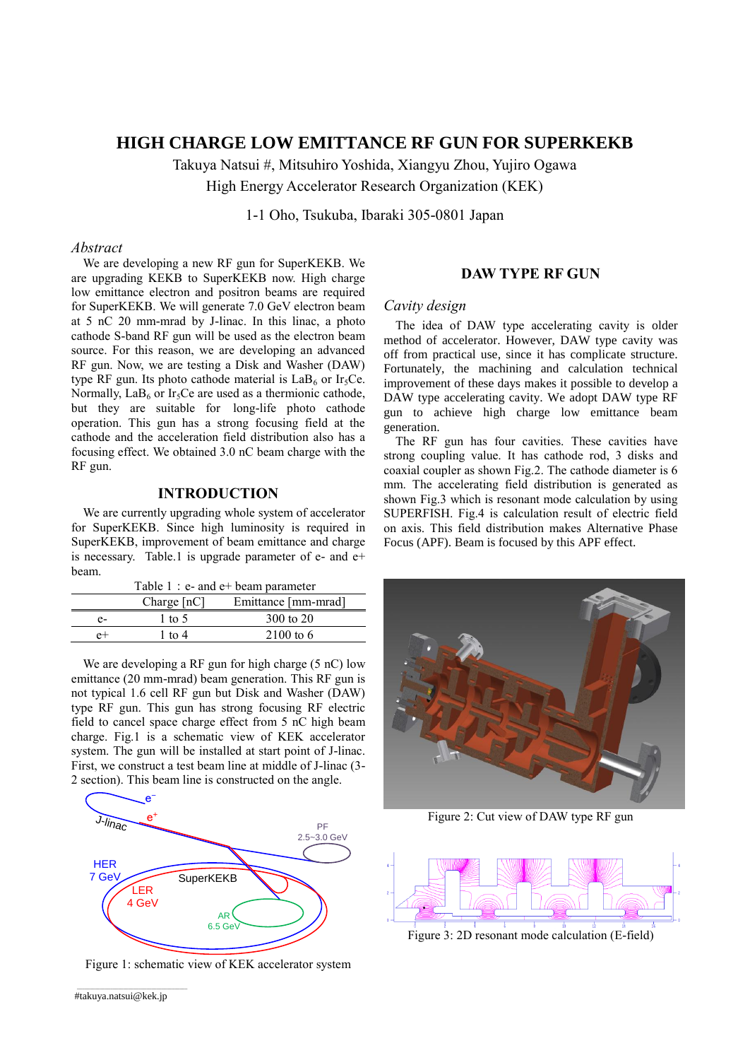# HIGH CHARGE LOW EMITTANCE RF GUN FOR SUPERKEKB

Takuya Natsui #, Mitsuhiro Yoshida, Xiangyu Zhou, Yujiro Ogawa
High Energy Accelerator Research Organization (KEK)
1-1 Oho, Tsukuba, Ibaraki 305-0801 Japan

*Abstract*

We are developing a new RF gun for SuperKEKB. We are upgrading KEKB to SuperKEKB now. High charge low emittance electron and positron beams are required for SuperKEKB. We will generate 7.0 GeV electron beam at 5 nC 20 mm-mrad by J-linac. In this linac, a photo cathode S-band RF gun will be used as the electron beam source. For this reason, we are developing an advanced RF gun. Now, we are testing a Disk and Washer (DAW) type RF gun. Its photo cathode material is $LaB_6$ or $Ir_5Ce$. Normally, $LaB_6$ or $Ir_5Ce$ are used as a thermionic cathode, but they are suitable for long-life photo cathode operation. This gun has a strong focusing field at the cathode and the acceleration field distribution also has a focusing effect. We obtained 3.0 nC beam charge with the RF gun.

## INTRODUCTION

We are currently upgrading whole system of accelerator for SuperKEKB. Since high luminosity is required in SuperKEKB, improvement of beam emittance and charge is necessary. Table.1 is upgrade parameter of e- and e+ beam.

Table 1 : e- and e+ beam parameter

| | Charge [nC] | Emittance [mm-mrad] |
|---|---|---|
| e- | 1 to 5 | 300 to 20 |
| e+ | 1 to 4 | 2100 to 6 |

We are developing a RF gun for high charge (5 nC) low emittance (20 mm-mrad) beam generation. This RF gun is not typical 1.6 cell RF gun but Disk and Washer (DAW) type RF gun. This gun has strong focusing RF electric field to cancel space charge effect from 5 nC high beam charge. Fig.1 is a schematic view of KEK accelerator system. The gun will be installed at start point of J-linac. First, we construct a test beam line at middle of J-linac (3-2 section). This beam line is constructed on the angle.

Figure 1: schematic view of KEK accelerator system

## DAW TYPE RF GUN

### *Cavity design*

The idea of DAW type accelerating cavity is older method of accelerator. However, DAW type cavity was off from practical use, since it has complicate structure. Fortunately, the machining and calculation technical improvement of these days makes it possible to develop a DAW type accelerating cavity. We adopt DAW type RF gun to achieve high charge low emittance beam generation.

The RF gun has four cavities. These cavities have strong coupling value. It has cathode rod, 3 disks and coaxial coupler as shown Fig.2. The cathode diameter is 6 mm. The accelerating field distribution is generated as shown Fig.3 which is resonant mode calculation by using SUPERFISH. Fig.4 is calculation result of electric field on axis. This field distribution makes Alternative Phase Focus (APF). Beam is focused by this APF effect.

Figure 2: Cut view of DAW type RF gun

Figure 3: 2D resonant mode calculation (E-field)

#takuya.natsui@kek.jp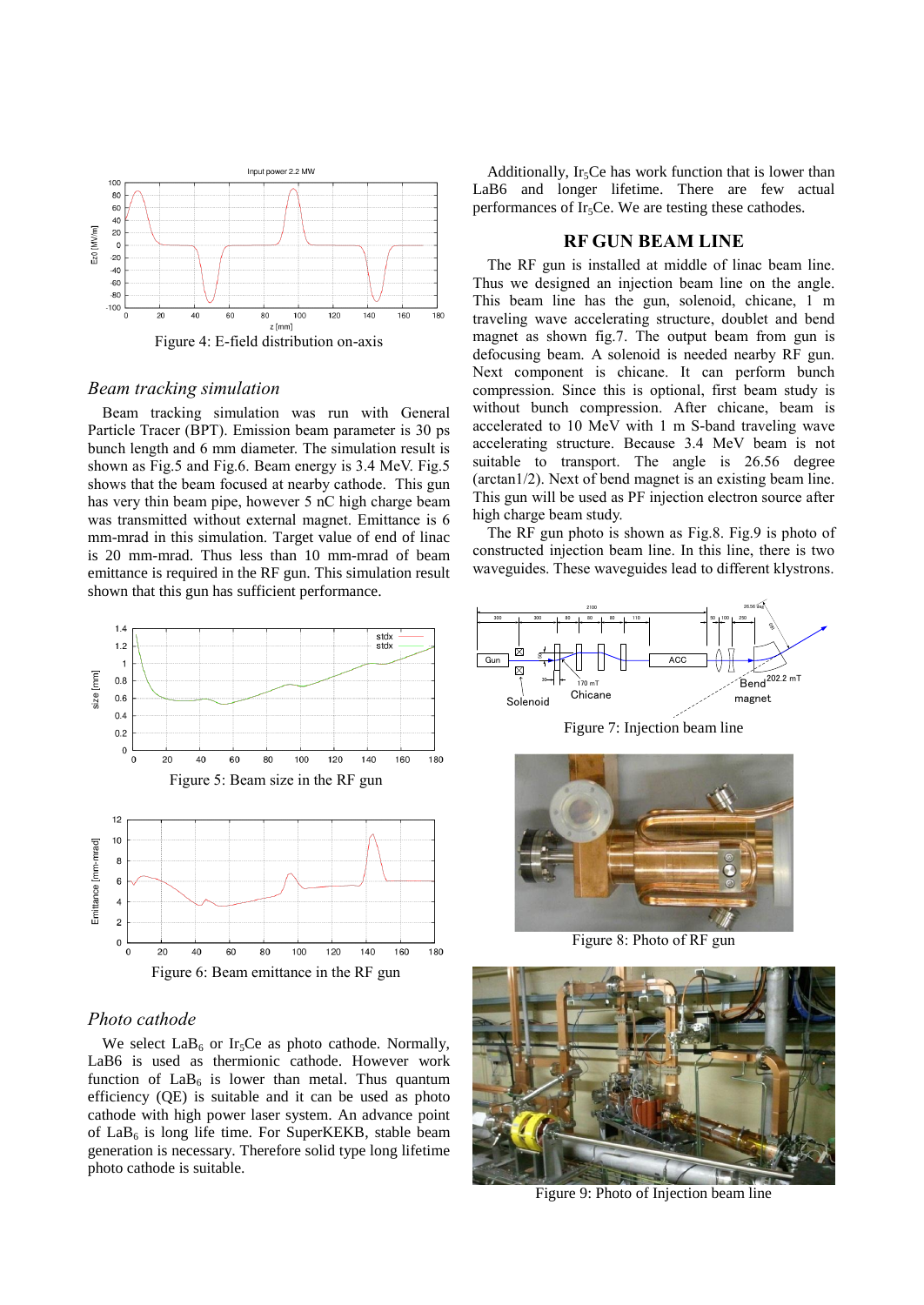Figure 4: E-field distribution on-axis

### *Beam tracking simulation*

Beam tracking simulation was run with General Particle Tracer (BPT). Emission beam parameter is 30 ps bunch length and 6 mm diameter. The simulation result is shown as Fig.5 and Fig.6. Beam energy is 3.4 MeV. Fig.5 shows that the beam focused at nearby cathode. This gun has very thin beam pipe, however 5 nC high charge beam was transmitted without external magnet. Emittance is 6 mm-mrad in this simulation. Target value of end of linac is 20 mm-mrad. Thus less than 10 mm-mrad of beam emittance is required in the RF gun. This simulation result shown that this gun has sufficient performance.

Figure 5: Beam size in the RF gun

Figure 6: Beam emittance in the RF gun

### *Photo cathode*

We select $LaB_6$ or $Ir_5Ce$ as photo cathode. Normally, LaB6 is used as thermionic cathode. However work function of $LaB_6$ is lower than metal. Thus quantum efficiency (QE) is suitable and it can be used as photo cathode with high power laser system. An advance point of $LaB_6$ is long life time. For SuperKEKB, stable beam generation is necessary. Therefore solid type long lifetime photo cathode is suitable.

Additionally, $Ir_5Ce$ has work function that is lower than LaB6 and longer lifetime. There are few actual performances of $Ir_5Ce$. We are testing these cathodes.

## RF GUN BEAM LINE

The RF gun is installed at middle of linac beam line. Thus we designed an injection beam line on the angle. This beam line has the gun, solenoid, chicane, 1 m traveling wave accelerating structure, doublet and bend magnet as shown fig.7. The output beam from gun is defocusing beam. A solenoid is needed nearby RF gun. Next component is chicane. It can perform bunch compression. Since this is optional, first beam study is without bunch compression. After chicane, beam is accelerated to 10 MeV with 1 m S-band traveling wave accelerating structure. Because 3.4 MeV beam is not suitable to transport. The angle is 26.56 degree (arctan1/2). Next of bend magnet is an existing beam line. This gun will be used as PF injection electron source after high charge beam study.

The RF gun photo is shown as Fig.8. Fig.9 is photo of constructed injection beam line. In this line, there is two waveguides. These waveguides lead to different klystrons.

Figure 7: Injection beam line

Figure 8: Photo of RF gun

Figure 9: Photo of Injection beam line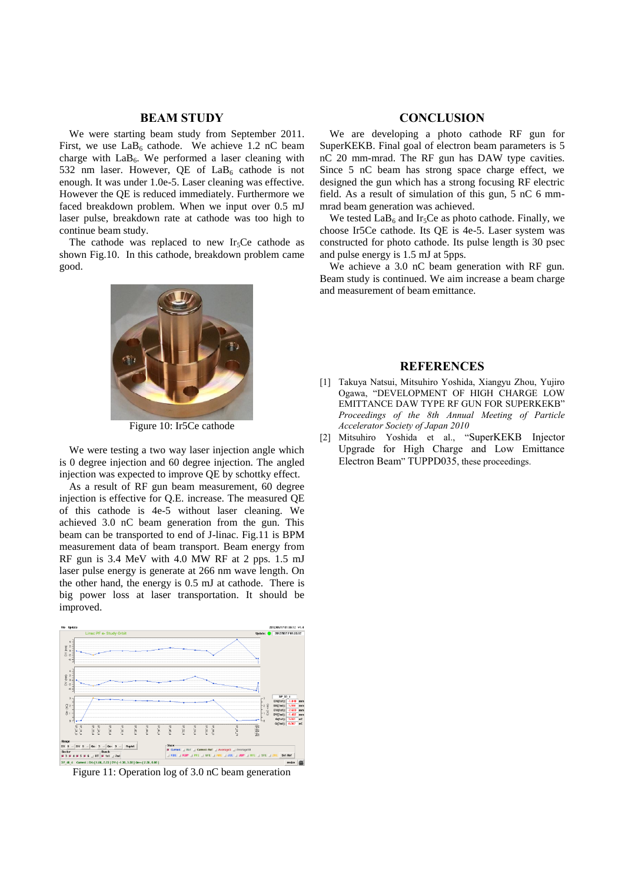## BEAM STUDY

We were starting beam study from September 2011. First, we use $LaB_6$ cathode. We achieve 1.2 nC beam charge with $LaB_6$. We performed a laser cleaning with 532 nm laser. However, QE of $LaB_6$ cathode is not enough. It was under 1.0e-5. Laser cleaning was effective. However the QE is reduced immediately. Furthermore we faced breakdown problem. When we input over 0.5 mJ laser pulse, breakdown rate at cathode was too high to continue beam study.

The cathode was replaced to new $Ir_5Ce$ cathode as shown Fig.10. In this cathode, breakdown problem came good.

Figure 10: Ir5Ce cathode

We were testing a two way laser injection angle which is 0 degree injection and 60 degree injection. The angled injection was expected to improve QE by schottky effect.

As a result of RF gun beam measurement, 60 degree injection is effective for Q.E. increase. The measured QE of this cathode is 4e-5 without laser cleaning. We achieved 3.0 nC beam generation from the gun. This beam can be transported to end of J-linac. Fig.11 is BPM measurement data of beam transport. Beam energy from RF gun is 3.4 MeV with 4.0 MW RF at 2 pps. 1.5 mJ laser pulse energy is generate at 266 nm wave length. On the other hand, the energy is 0.5 mJ at cathode. There is big power loss at laser transportation. It should be improved.

Figure 11: Operation log of 3.0 nC beam generation

## CONCLUSION

We are developing a photo cathode RF gun for SuperKEKB. Final goal of electron beam parameters is 5 nC 20 mm-mrad. The RF gun has DAW type cavities. Since 5 nC beam has strong space charge effect, we designed the gun which has a strong focusing RF electric field. As a result of simulation of this gun, 5 nC 6 mm-mrad beam generation was achieved.

We tested $LaB_6$ and $Ir_5Ce$ as photo cathode. Finally, we choose Ir5Ce cathode. Its QE is 4e-5. Laser system was constructed for photo cathode. Its pulse length is 30 psec and pulse energy is 1.5 mJ at 5pps.

We achieve a 3.0 nC beam generation with RF gun. Beam study is continued. We aim increase a beam charge and measurement of beam emittance.

## REFERENCES

[1] Takuya Natsui, Mitsuhiro Yoshida, Xiangyu Zhou, Yujiro Ogawa, "DEVELOPMENT OF HIGH CHARGE LOW EMITTANCE DAW TYPE RF GUN FOR SUPERKEKB" *Proceedings of the 8th Annual Meeting of Particle Accelerator Society of Japan 2010*

[2] Mitsuhiro Yoshida et al., "SuperKEKB Injector Upgrade for High Charge and Low Emittance Electron Beam" TUPPD035, these proceedings.